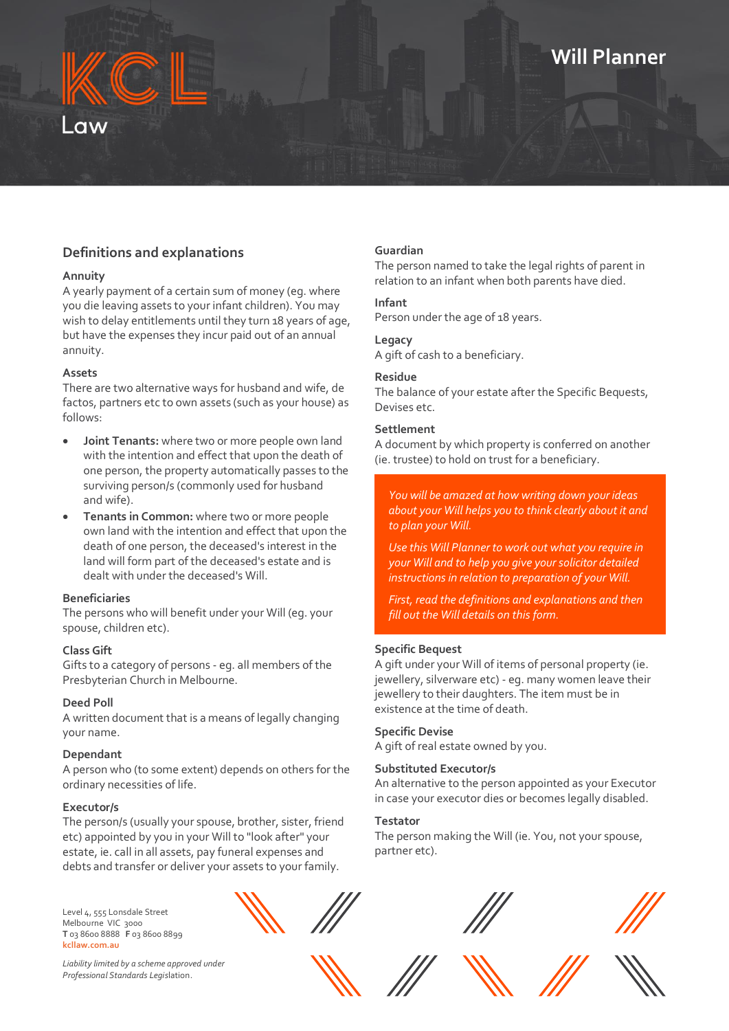KCL Law

# Will Planner

## Definitions and explanations

### Annuity
A yearly payment of a certain sum of money (eg. where you die leaving assets to your infant children). You may wish to delay entitlements until they turn 18 years of age, but have the expenses they incur paid out of an annual annuity.

### Assets
There are two alternative ways for husband and wife, de factos, partners etc to own assets (such as your house) as follows:

- **Joint Tenants:** where two or more people own land with the intention and effect that upon the death of one person, the property automatically passes to the surviving person/s (commonly used for husband and wife).
- **Tenants in Common:** where two or more people own land with the intention and effect that upon the death of one person, the deceased's interest in the land will form part of the deceased's estate and is dealt with under the deceased's Will.

### Beneficiaries
The persons who will benefit under your Will (eg. your spouse, children etc).

### Class Gift
Gifts to a category of persons - eg. all members of the Presbyterian Church in Melbourne.

### Deed Poll
A written document that is a means of legally changing your name.

### Dependant
A person who (to some extent) depends on others for the ordinary necessities of life.

### Executor/s
The person/s (usually your spouse, brother, sister, friend etc) appointed by you in your Will to "look after" your estate, ie. call in all assets, pay funeral expenses and debts and transfer or deliver your assets to your family.

### Guardian
The person named to take the legal rights of parent in relation to an infant when both parents have died.

### Infant
Person under the age of 18 years.

### Legacy
A gift of cash to a beneficiary.

### Residue
The balance of your estate after the Specific Bequests, Devises etc.

### Settlement
A document by which property is conferred on another (ie. trustee) to hold on trust for a beneficiary.

*You will be amazed at how writing down your ideas about your Will helps you to think clearly about it and to plan your Will.*

*Use this Will Planner to work out what you require in your Will and to help you give your solicitor detailed instructions in relation to preparation of your Will.*

*First, read the definitions and explanations and then fill out the Will details on this form.*

### Specific Bequest
A gift under your Will of items of personal property (ie. jewellery, silverware etc) - eg. many women leave their jewellery to their daughters. The item must be in existence at the time of death.

### Specific Devise
A gift of real estate owned by you.

### Substituted Executor/s
An alternative to the person appointed as your Executor in case your executor dies or becomes legally disabled.

### Testator
The person making the Will (ie. You, not your spouse, partner etc).

Level 4, 555 Lonsdale Street
Melbourne VIC 3000
**T** 03 8600 8888 **F** 03 8600 8899
kcllaw.com.au

*Liability limited by a scheme approved under Professional Standards Legislation.*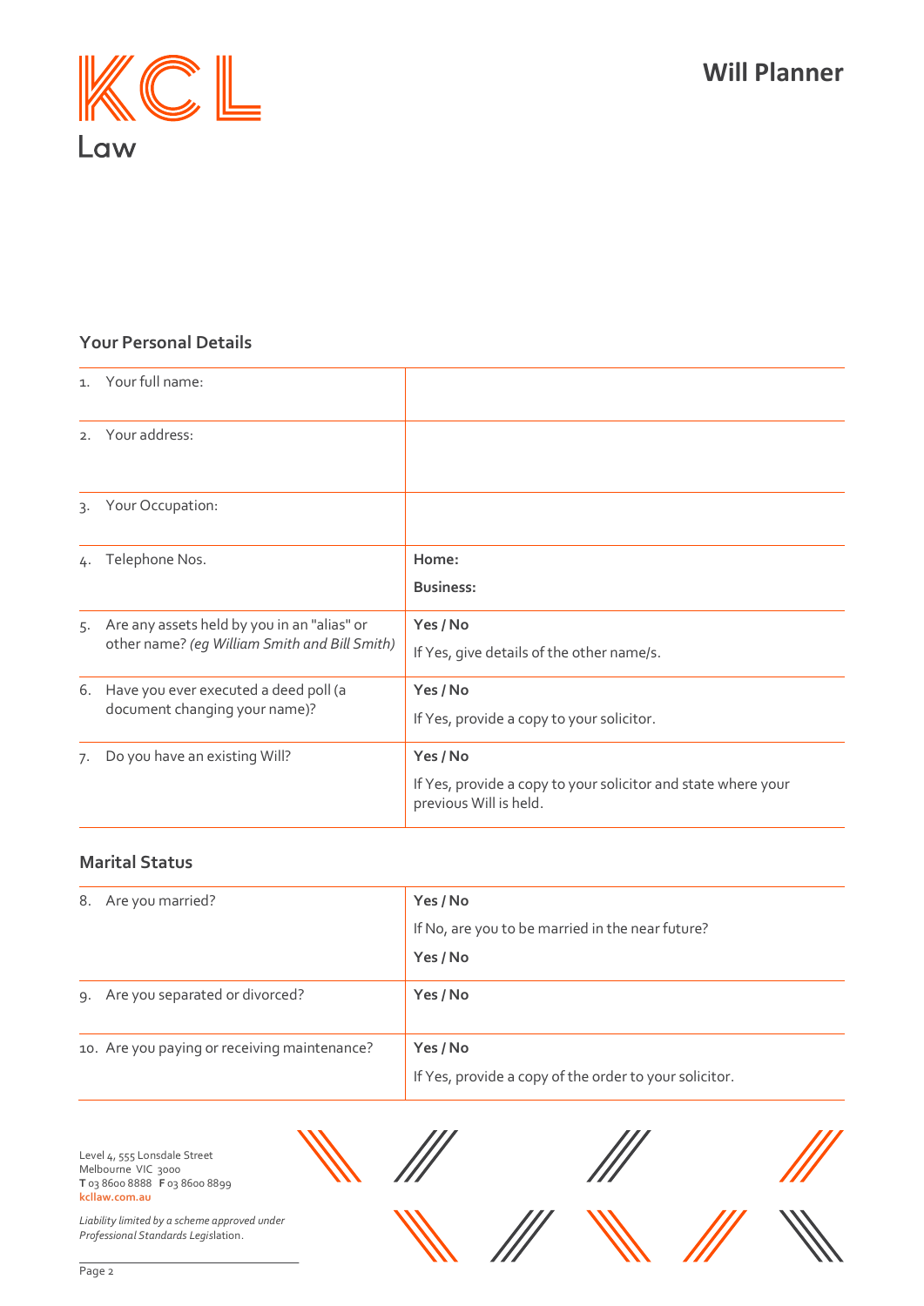# Will Planner

## Your Personal Details

| | |
|---|---|
| 1. Your full name: | |
| 2. Your address: | |
| 3. Your Occupation: | |
| 4. Telephone Nos. | **Home:**<br>**Business:** |
| 5. Are any assets held by you in an "alias" or other name? *(eg William Smith and Bill Smith)* | **Yes / No**<br>If Yes, give details of the other name/s. |
| 6. Have you ever executed a deed poll (a document changing your name)? | **Yes / No**<br>If Yes, provide a copy to your solicitor. |
| 7. Do you have an existing Will? | **Yes / No**<br>If Yes, provide a copy to your solicitor and state where your previous Will is held. |

## Marital Status

| | |
|---|---|
| 8. Are you married? | **Yes / No**<br>If No, are you to be married in the near future?<br>**Yes / No** |
| 9. Are you separated or divorced? | **Yes / No** |
| 10. Are you paying or receiving maintenance? | **Yes / No**<br>If Yes, provide a copy of the order to your solicitor. |

Level 4, 555 Lonsdale Street
Melbourne VIC 3000
**T** 03 8600 8888 **F** 03 8600 8899
kcllaw.com.au

*Liability limited by a scheme approved under Professional Standards Legislation.*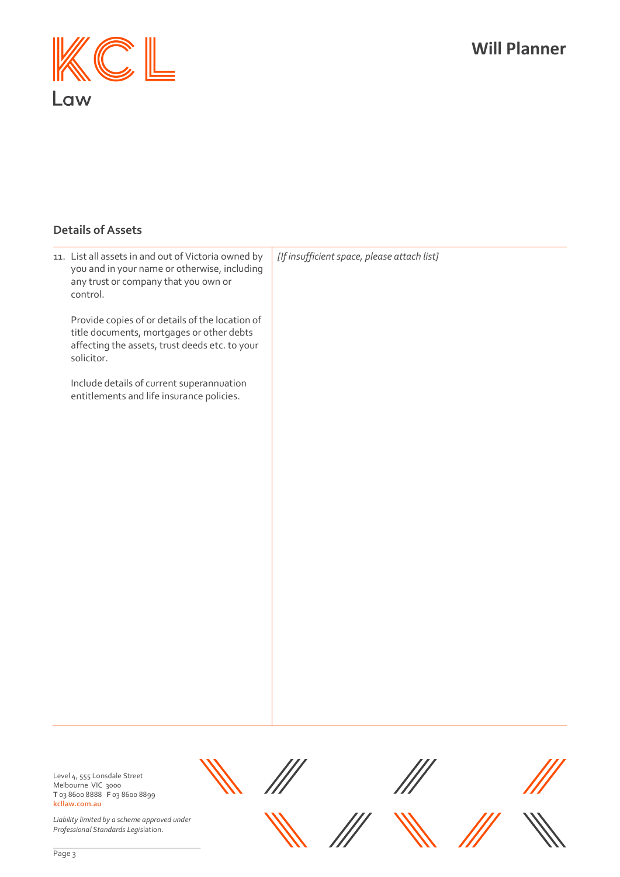## Details of Assets

| | |
|---|---|
| 11. List all assets in and out of Victoria owned by you and in your name or otherwise, including any trust or company that you own or control.<br><br>Provide copies of or details of the location of title documents, mortgages or other debts affecting the assets, trust deeds etc. to your solicitor.<br><br>Include details of current superannuation entitlements and life insurance policies. | *[If insufficient space, please attach list]* |

Level 4, 555 Lonsdale Street
Melbourne VIC 3000
**T** 03 8600 8888 **F** 03 8600 8899
**kcllaw.com.au**

*Liability limited by a scheme approved under Professional Standards Legislation.*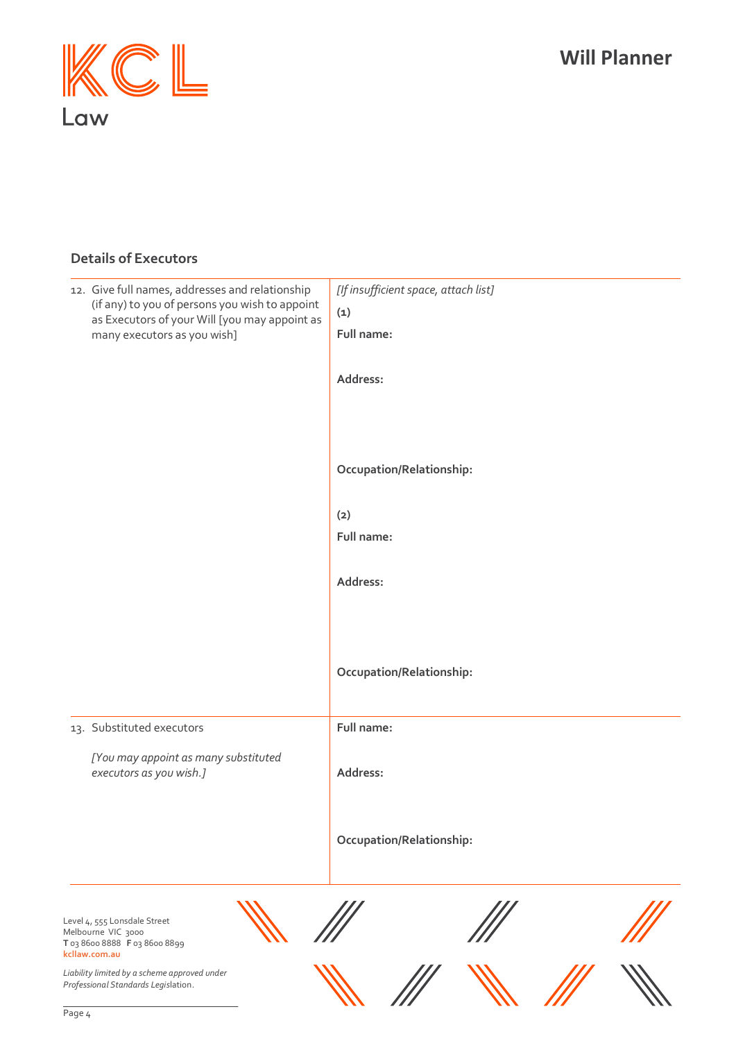## Details of Executors

| | |
|---|---|
| 12. Give full names, addresses and relationship (if any) to you of persons you wish to appoint as Executors of your Will [you may appoint as many executors as you wish] | *[If insufficient space, attach list]*<br>**(1)**<br>**Full name:**<br>**Address:**<br>**Occupation/Relationship:**<br>**(2)**<br>**Full name:**<br>**Address:**<br>**Occupation/Relationship:** |
| 13. Substituted executors<br>*[You may appoint as many substituted executors as you wish.]* | **Full name:**<br>**Address:**<br>**Occupation/Relationship:** |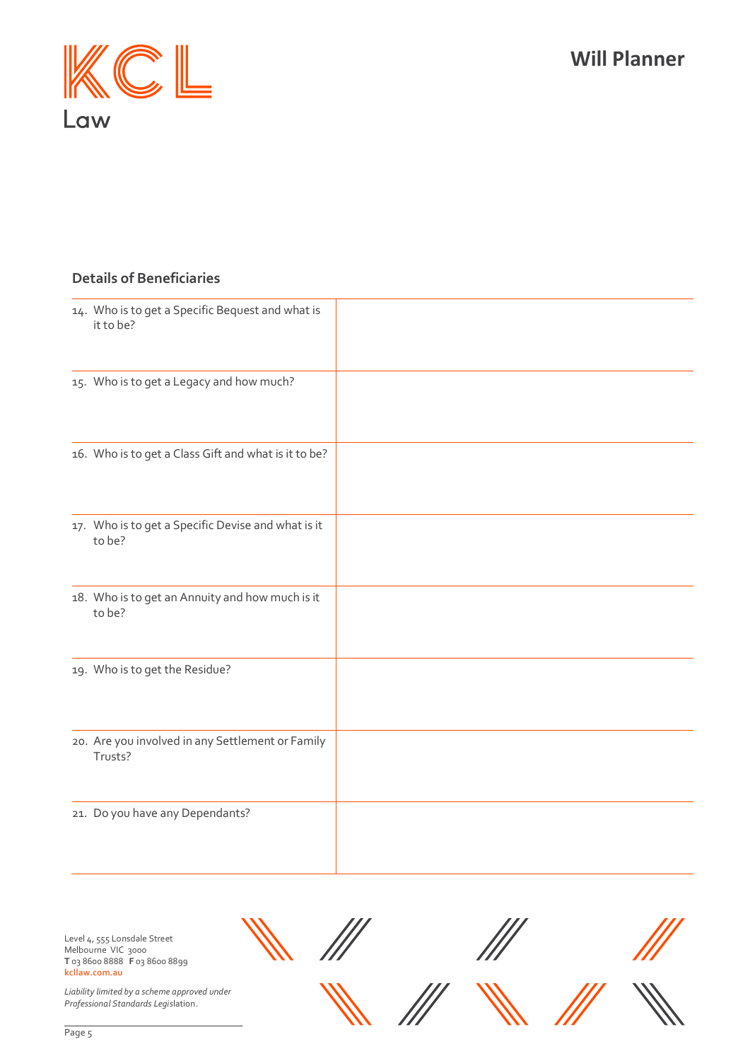# Will Planner

## Details of Beneficiaries

| | |
|---|---|
| 14. Who is to get a Specific Bequest and what is it to be? | |
| 15. Who is to get a Legacy and how much? | |
| 16. Who is to get a Class Gift and what is it to be? | |
| 17. Who is to get a Specific Devise and what is it to be? | |
| 18. Who is to get an Annuity and how much is it to be? | |
| 19. Who is to get the Residue? | |
| 20. Are you involved in any Settlement or Family Trusts? | |
| 21. Do you have any Dependants? | |

Level 4, 555 Lonsdale Street
Melbourne VIC 3000
**T** 03 8600 8888 **F** 03 8600 8899
**kcllaw.com.au**

*Liability limited by a scheme approved under Professional Standards Legislation.*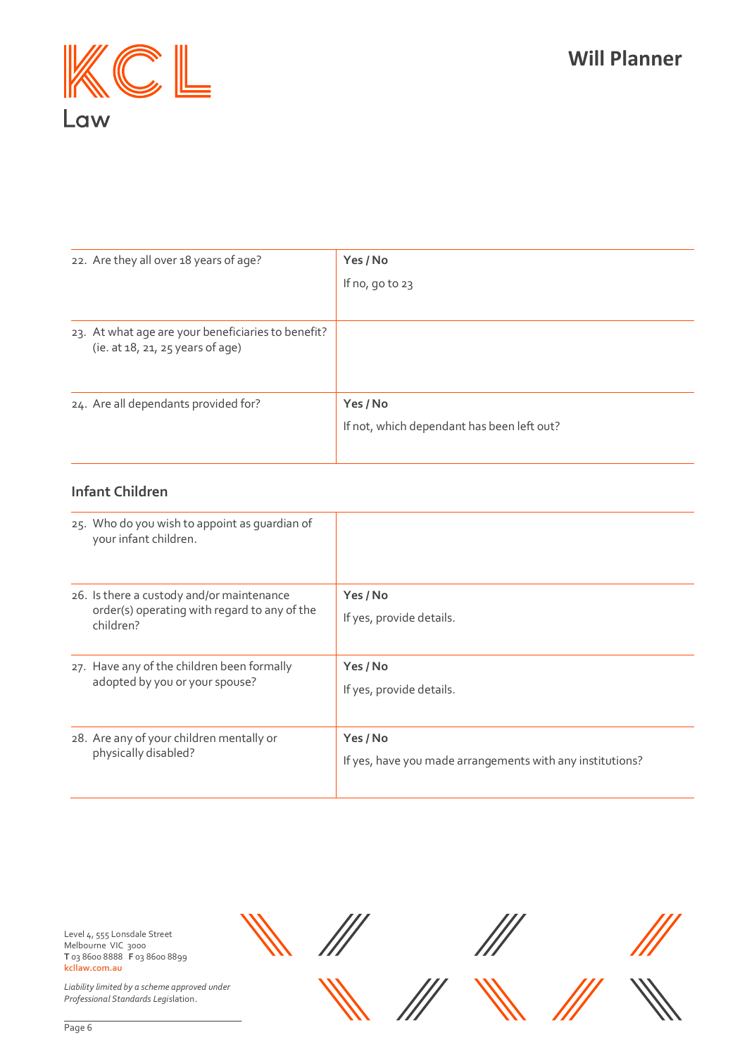| | |
|---|---|
| 22. Are they all over 18 years of age? | **Yes / No**<br>If no, go to 23 |
| 23. At what age are your beneficiaries to benefit? (ie. at 18, 21, 25 years of age) | |
| 24. Are all dependants provided for? | **Yes / No**<br>If not, which dependant has been left out? |

### Infant Children

| | |
|---|---|
| 25. Who do you wish to appoint as guardian of your infant children. | |
| 26. Is there a custody and/or maintenance order(s) operating with regard to any of the children? | **Yes / No**<br>If yes, provide details. |
| 27. Have any of the children been formally adopted by you or your spouse? | **Yes / No**<br>If yes, provide details. |
| 28. Are any of your children mentally or physically disabled? | **Yes / No**<br>If yes, have you made arrangements with any institutions? |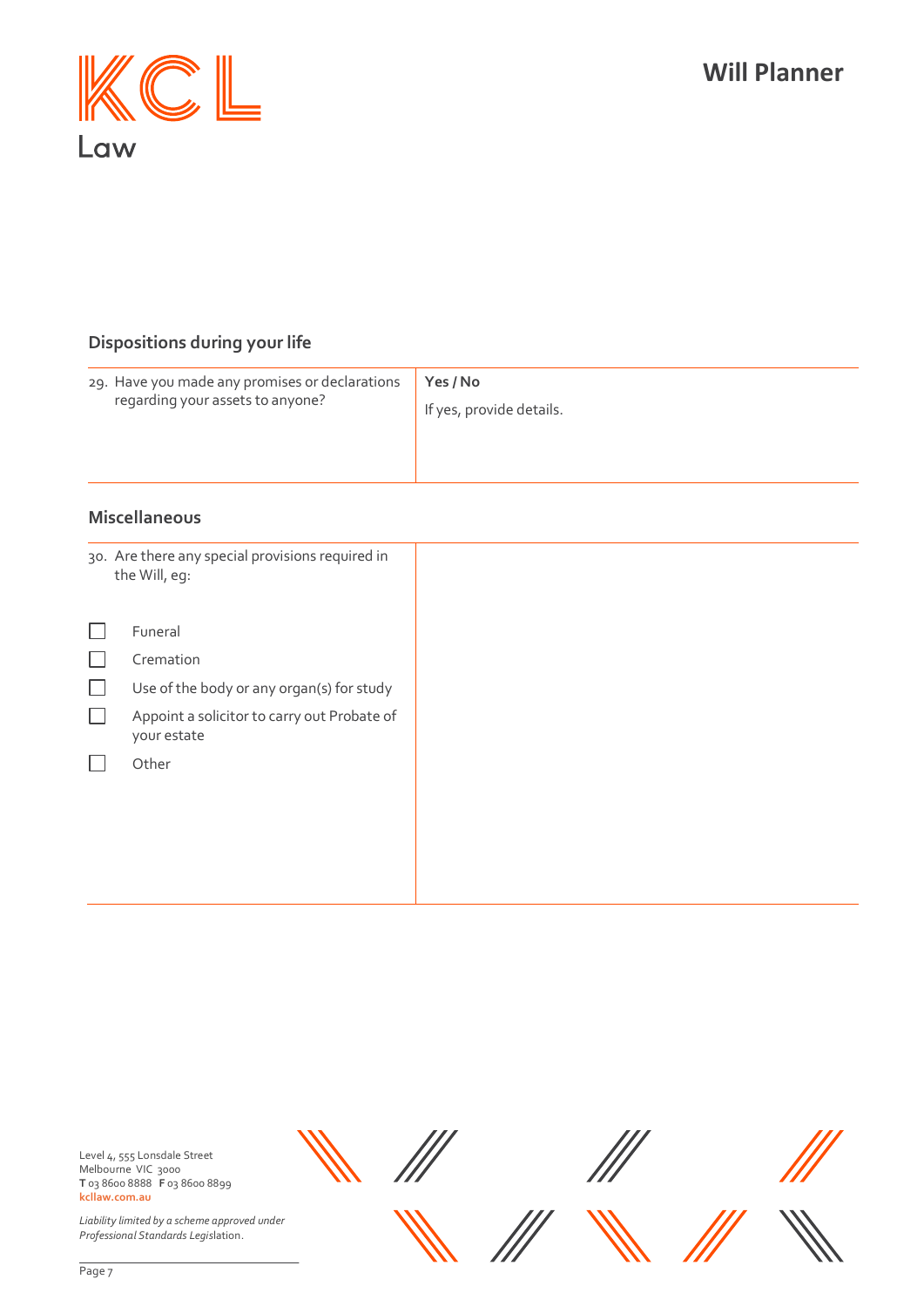Will Planner

## Dispositions during your life

| | |
|---|---|
| 29. Have you made any promises or declarations regarding your assets to anyone? | **Yes / No**<br>If yes, provide details. |

## Miscellaneous

| | |
|---|---|
| 30. Are there any special provisions required in the Will, eg:<br>☐ Funeral<br>☐ Cremation<br>☐ Use of the body or any organ(s) for study<br>☐ Appoint a solicitor to carry out Probate of your estate<br>☐ Other | |

Level 4, 555 Lonsdale Street
Melbourne VIC 3000
**T** 03 8600 8888 **F** 03 8600 8899
**kcllaw.com.au**

*Liability limited by a scheme approved under Professional Standards Legislation.*